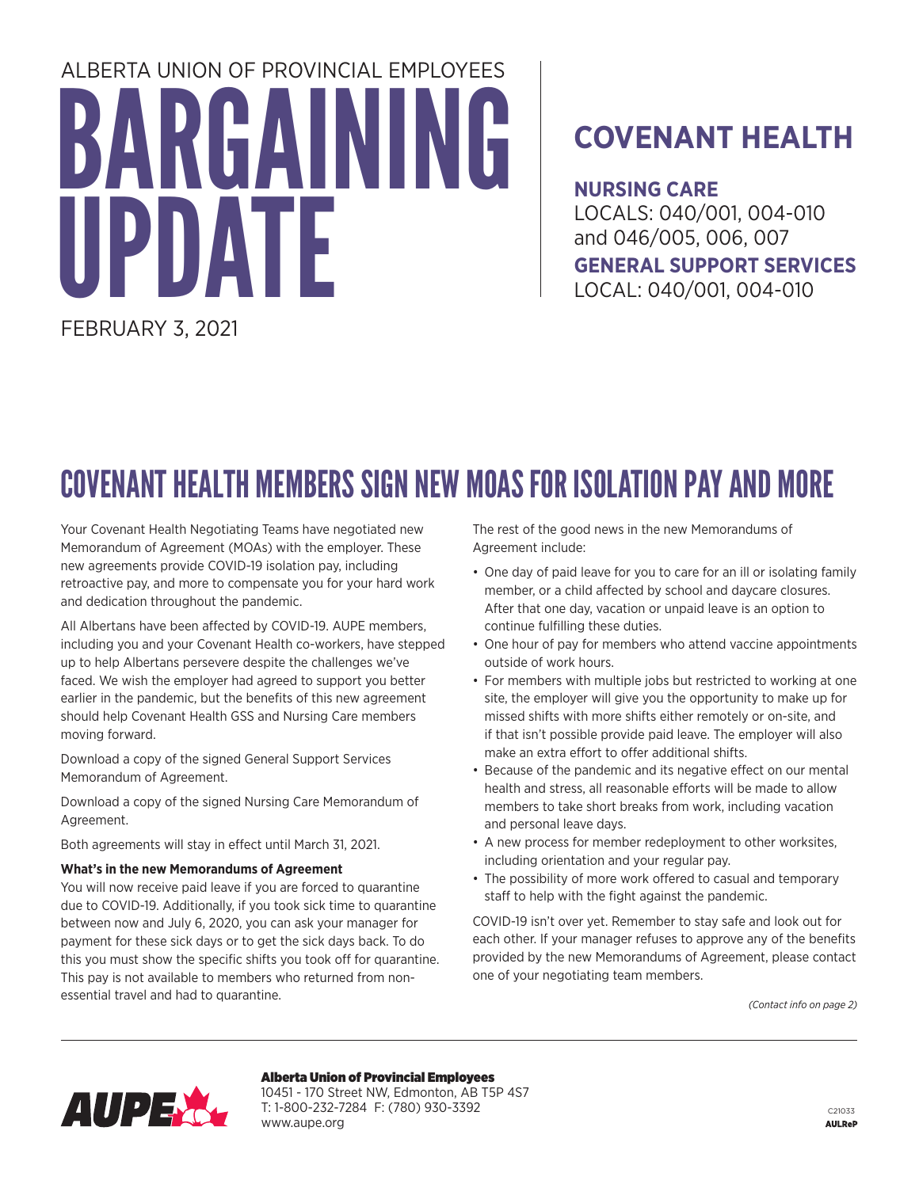ALBERTA UNION OF PROVINCIAL EMPLOYEES

# BARGAINING UPDATE

FEBRUARY 3, 2021

## COVENANT HEALTH

**NURSING CARE**
LOCALS: 040/001, 004-010 and 046/005, 006, 007

**GENERAL SUPPORT SERVICES**
LOCAL: 040/001, 004-010

# COVENANT HEALTH MEMBERS SIGN NEW MOAS FOR ISOLATION PAY AND MORE

Your Covenant Health Negotiating Teams have negotiated new Memorandum of Agreement (MOAs) with the employer. These new agreements provide COVID-19 isolation pay, including retroactive pay, and more to compensate you for your hard work and dedication throughout the pandemic.

All Albertans have been affected by COVID-19. AUPE members, including you and your Covenant Health co-workers, have stepped up to help Albertans persevere despite the challenges we've faced. We wish the employer had agreed to support you better earlier in the pandemic, but the benefits of this new agreement should help Covenant Health GSS and Nursing Care members moving forward.

Download a copy of the signed General Support Services Memorandum of Agreement.

Download a copy of the signed Nursing Care Memorandum of Agreement.

Both agreements will stay in effect until March 31, 2021.

**What's in the new Memorandums of Agreement**

You will now receive paid leave if you are forced to quarantine due to COVID-19. Additionally, if you took sick time to quarantine between now and July 6, 2020, you can ask your manager for payment for these sick days or to get the sick days back. To do this you must show the specific shifts you took off for quarantine. This pay is not available to members who returned from non-essential travel and had to quarantine.

The rest of the good news in the new Memorandums of Agreement include:

- One day of paid leave for you to care for an ill or isolating family member, or a child affected by school and daycare closures. After that one day, vacation or unpaid leave is an option to continue fulfilling these duties.
- One hour of pay for members who attend vaccine appointments outside of work hours.
- For members with multiple jobs but restricted to working at one site, the employer will give you the opportunity to make up for missed shifts with more shifts either remotely or on-site, and if that isn't possible provide paid leave. The employer will also make an extra effort to offer additional shifts.
- Because of the pandemic and its negative effect on our mental health and stress, all reasonable efforts will be made to allow members to take short breaks from work, including vacation and personal leave days.
- A new process for member redeployment to other worksites, including orientation and your regular pay.
- The possibility of more work offered to casual and temporary staff to help with the fight against the pandemic.

COVID-19 isn't over yet. Remember to stay safe and look out for each other. If your manager refuses to approve any of the benefits provided by the new Memorandums of Agreement, please contact one of your negotiating team members.

*(Contact info on page 2)*

**Alberta Union of Provincial Employees**
10451 - 170 Street NW, Edmonton, AB T5P 4S7
T: 1-800-232-7284 F: (780) 930-3392
www.aupe.org

C21033
AULReP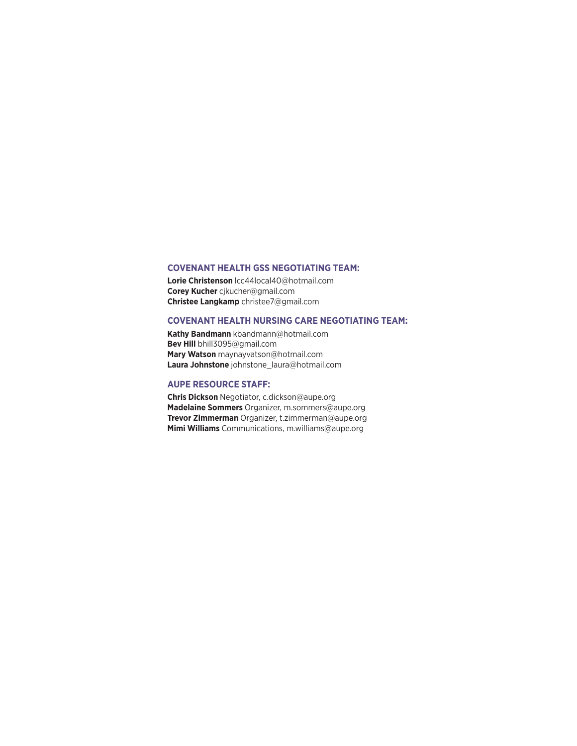### COVENANT HEALTH GSS NEGOTIATING TEAM:

**Lorie Christenson** lcc44local40@hotmail.com
**Corey Kucher** cjkucher@gmail.com
**Christee Langkamp** christee7@gmail.com

### COVENANT HEALTH NURSING CARE NEGOTIATING TEAM:

**Kathy Bandmann** kbandmann@hotmail.com
**Bev Hill** bhill3095@gmail.com
**Mary Watson** maynayvatson@hotmail.com
**Laura Johnstone** johnstone_laura@hotmail.com

### AUPE RESOURCE STAFF:

**Chris Dickson** Negotiator, c.dickson@aupe.org
**Madelaine Sommers** Organizer, m.sommers@aupe.org
**Trevor Zimmerman** Organizer, t.zimmerman@aupe.org
**Mimi Williams** Communications, m.williams@aupe.org